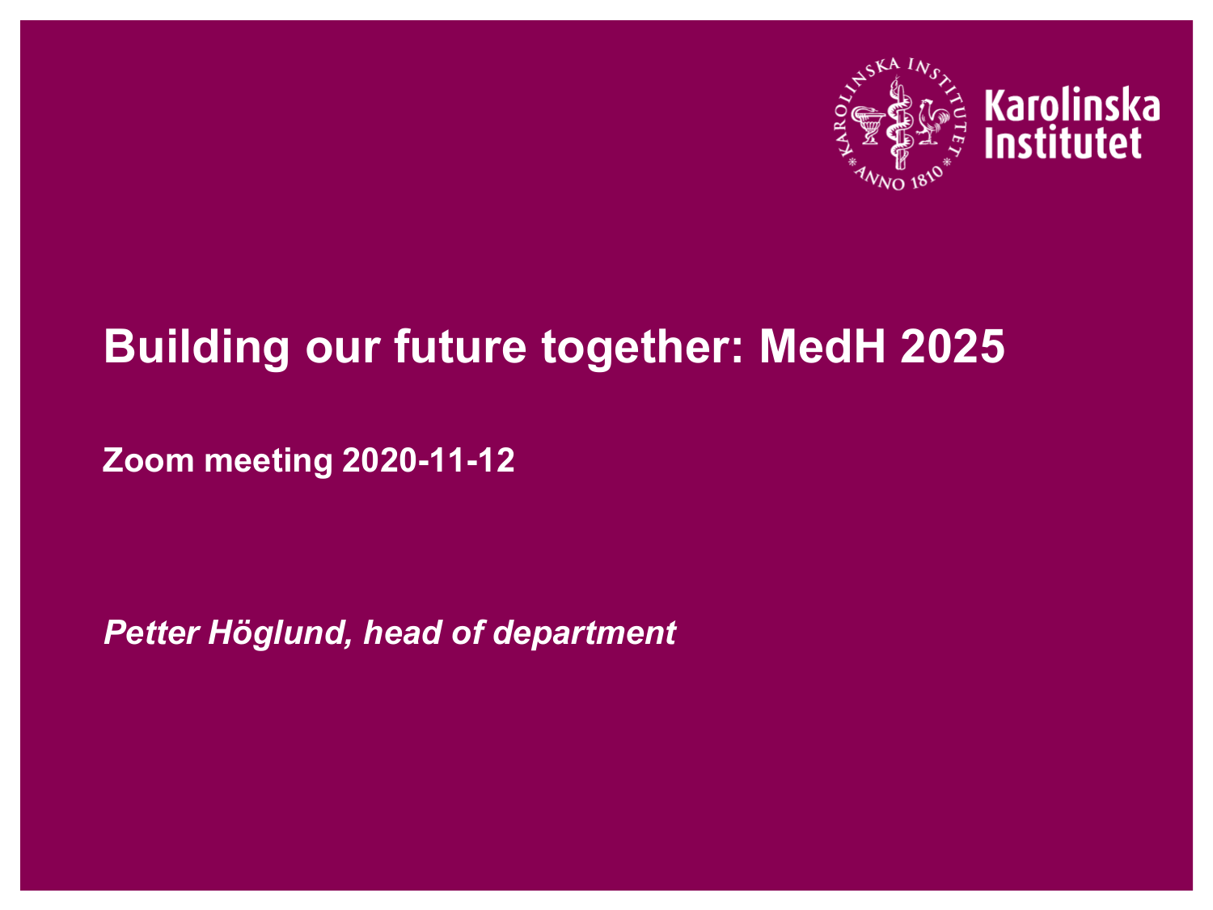# Building our future together: MedH 2025

**Zoom meeting 2020-11-12**

***Petter Höglund, head of department***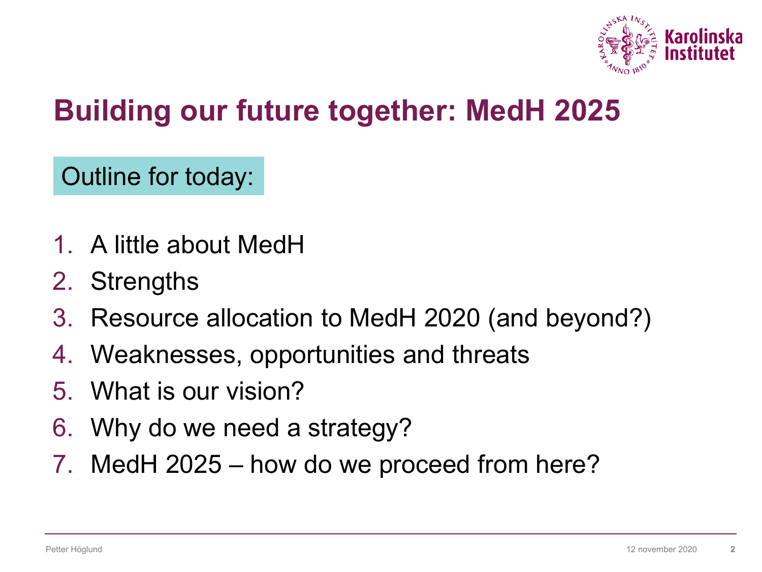# Building our future together: MedH 2025

Outline for today:

1. A little about MedH
2. Strengths
3. Resource allocation to MedH 2020 (and beyond?)
4. Weaknesses, opportunities and threats
5. What is our vision?
6. Why do we need a strategy?
7. MedH 2025 – how do we proceed from here?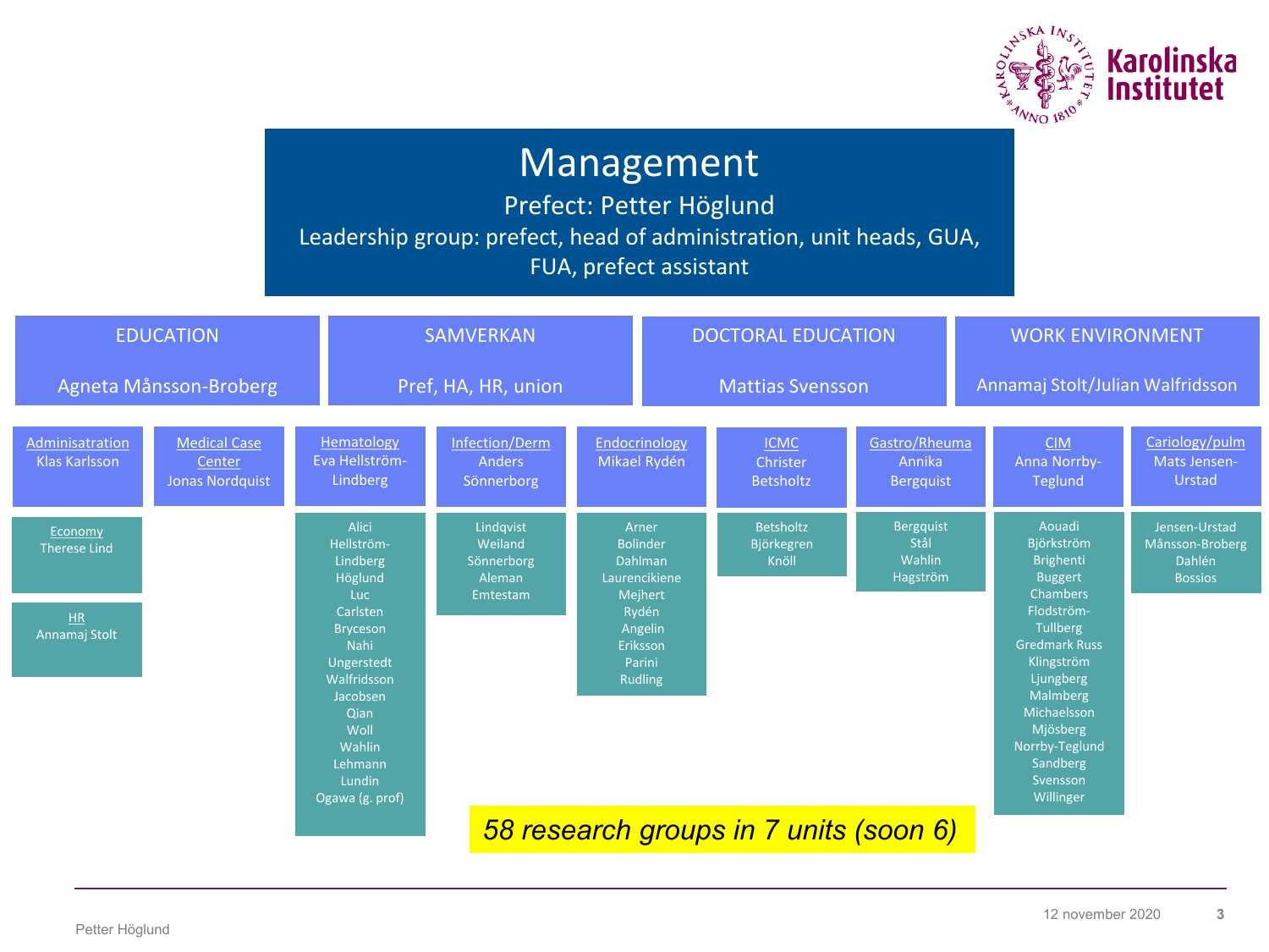# Management

Prefect: Petter Höglund

Leadership group: prefect, head of administration, unit heads, GUA, FUA, prefect assistant

| EDUCATION | SAMVERKAN | DOCTORAL EDUCATION | WORK ENVIRONMENT |
|---|---|---|---|
| Agneta Månsson-Broberg | Pref, HA, HR, union | Mattias Svensson | Annamaj Stolt/Julian Walfridsson |

**Adminisatration** – Klas Karlsson
- **Economy** – Therese Lind
- **HR** – Annamaj Stolt

**Medical Case Center** – Jonas Nordquist

**Hematology** – Eva Hellström-Lindberg
- Alici, Hellström-Lindberg, Höglund, Luc, Carlsten, Bryceson, Nahi, Ungerstedt, Walfridsson, Jacobsen, Qian, Woll, Wahlin, Lehmann, Lundin, Ogawa (g. prof)

**Infection/Derm** – Anders Sönnerborg
- Lindqvist, Weiland, Sönnerborg, Aleman, Emtestam

**Endocrinology** – Mikael Rydén
- Arner, Bolinder, Dahlman, Laurencikiene, Mejhert, Rydén, Angelin, Eriksson, Parini, Rudling

**ICMC** – Christer Betsholtz
- Betsholtz, Björkegren, Knöll

**Gastro/Rheuma** – Annika Bergquist
- Bergquist, Stål, Wahlin, Hagström

**CIM** – Anna Norrby-Teglund
- Aouadi, Björkström, Brighenti, Buggert, Chambers, Flodström-Tullberg, Gredmark Russ, Klingström, Ljungberg, Malmberg, Michaelsson, Mjösberg, Norrby-Teglund, Sandberg, Svensson, Willinger

**Cariology/pulm** – Mats Jensen-Urstad
- Jensen-Urstad, Månsson-Broberg, Dahlén, Bossios

*58 research groups in 7 units (soon 6)*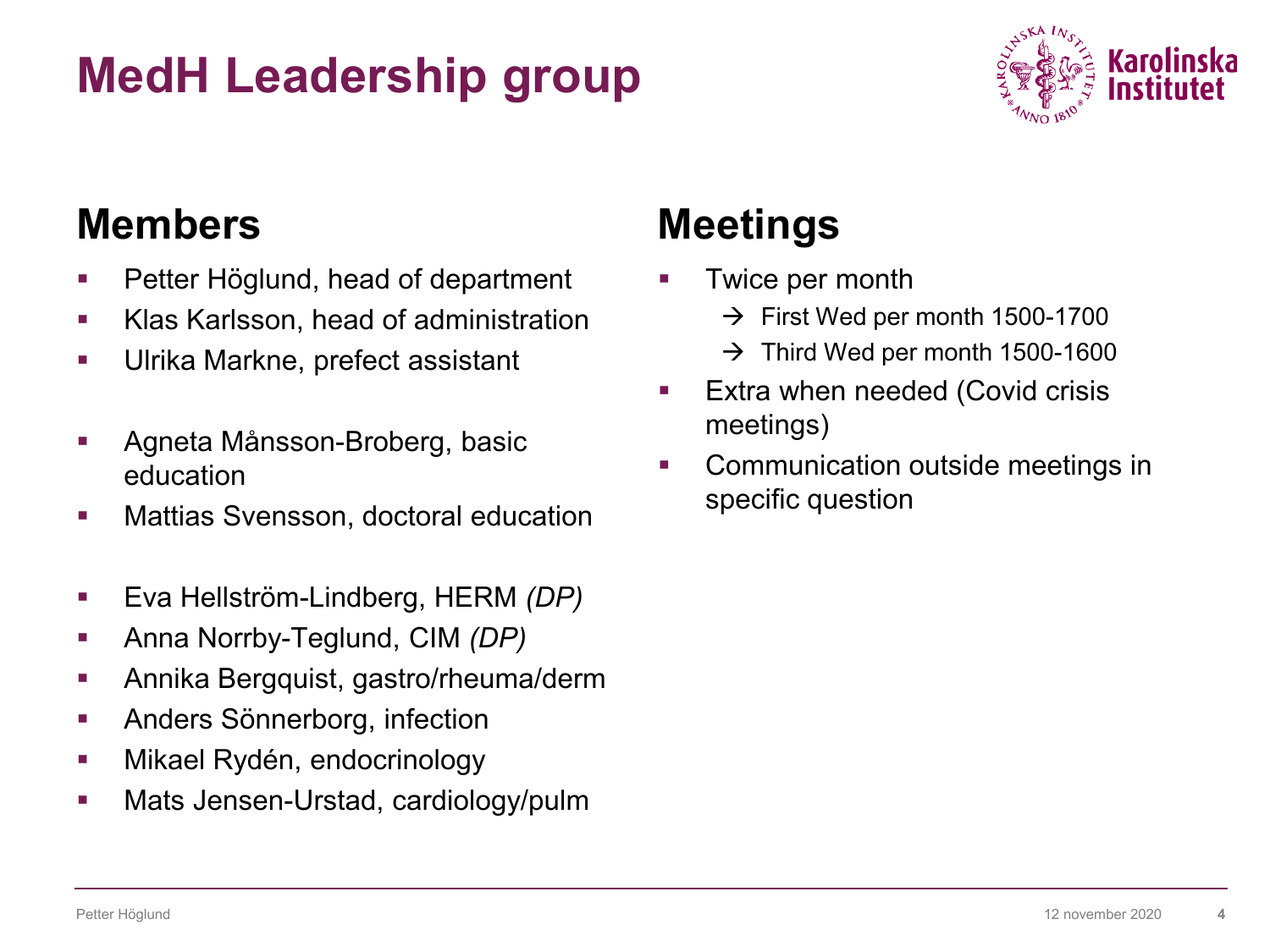# MedH Leadership group

## Members

- Petter Höglund, head of department
- Klas Karlsson, head of administration
- Ulrika Markne, prefect assistant

- Agneta Månsson-Broberg, basic education
- Mattias Svensson, doctoral education

- Eva Hellström-Lindberg, HERM *(DP)*
- Anna Norrby-Teglund, CIM *(DP)*
- Annika Bergquist, gastro/rheuma/derm
- Anders Sönnerborg, infection
- Mikael Rydén, endocrinology
- Mats Jensen-Urstad, cardiology/pulm

## Meetings

- Twice per month
  - → First Wed per month 1500-1700
  - → Third Wed per month 1500-1600
- Extra when needed (Covid crisis meetings)
- Communication outside meetings in specific question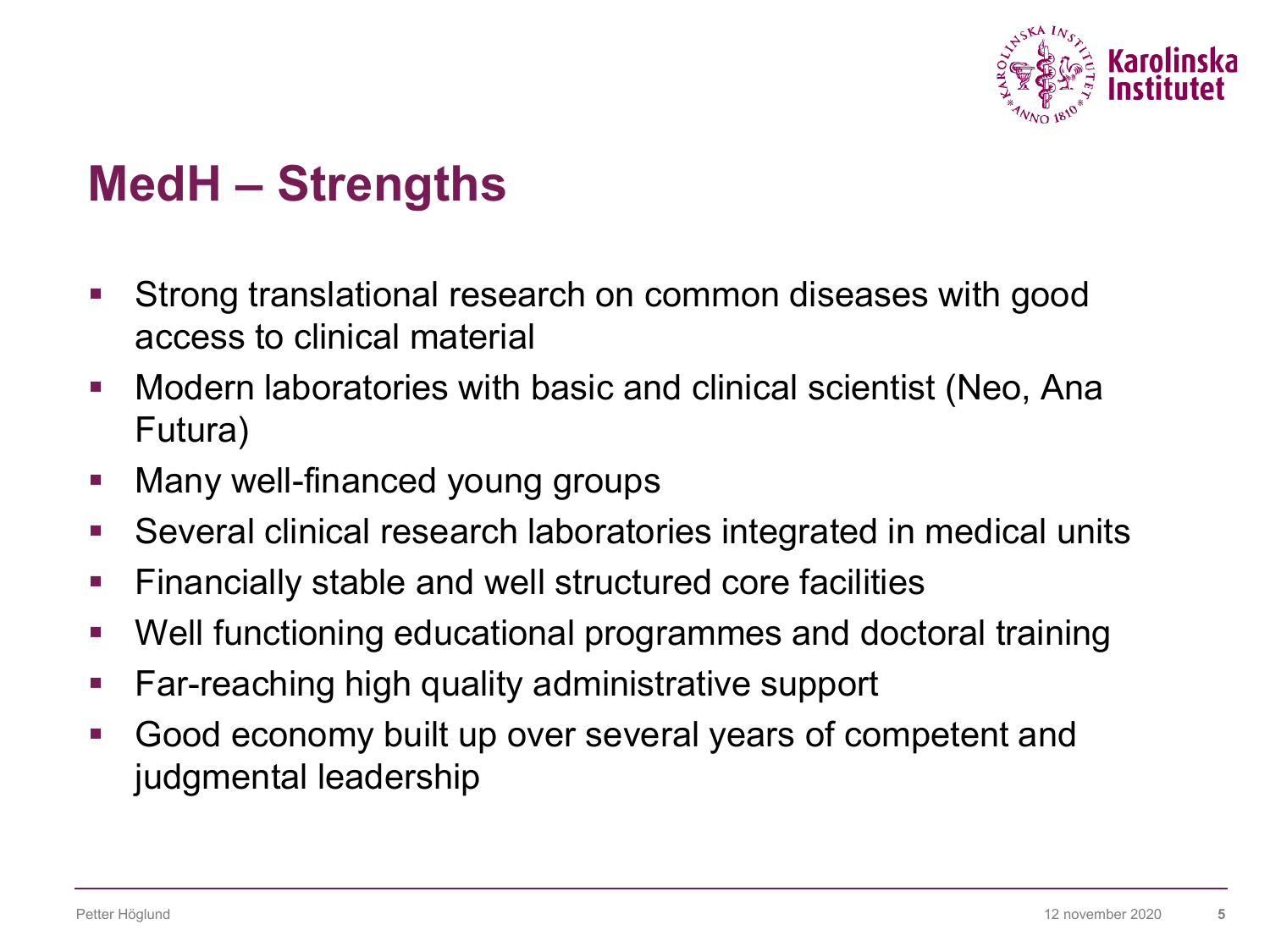# MedH – Strengths

- Strong translational research on common diseases with good access to clinical material
- Modern laboratories with basic and clinical scientist (Neo, Ana Futura)
- Many well-financed young groups
- Several clinical research laboratories integrated in medical units
- Financially stable and well structured core facilities
- Well functioning educational programmes and doctoral training
- Far-reaching high quality administrative support
- Good economy built up over several years of competent and judgmental leadership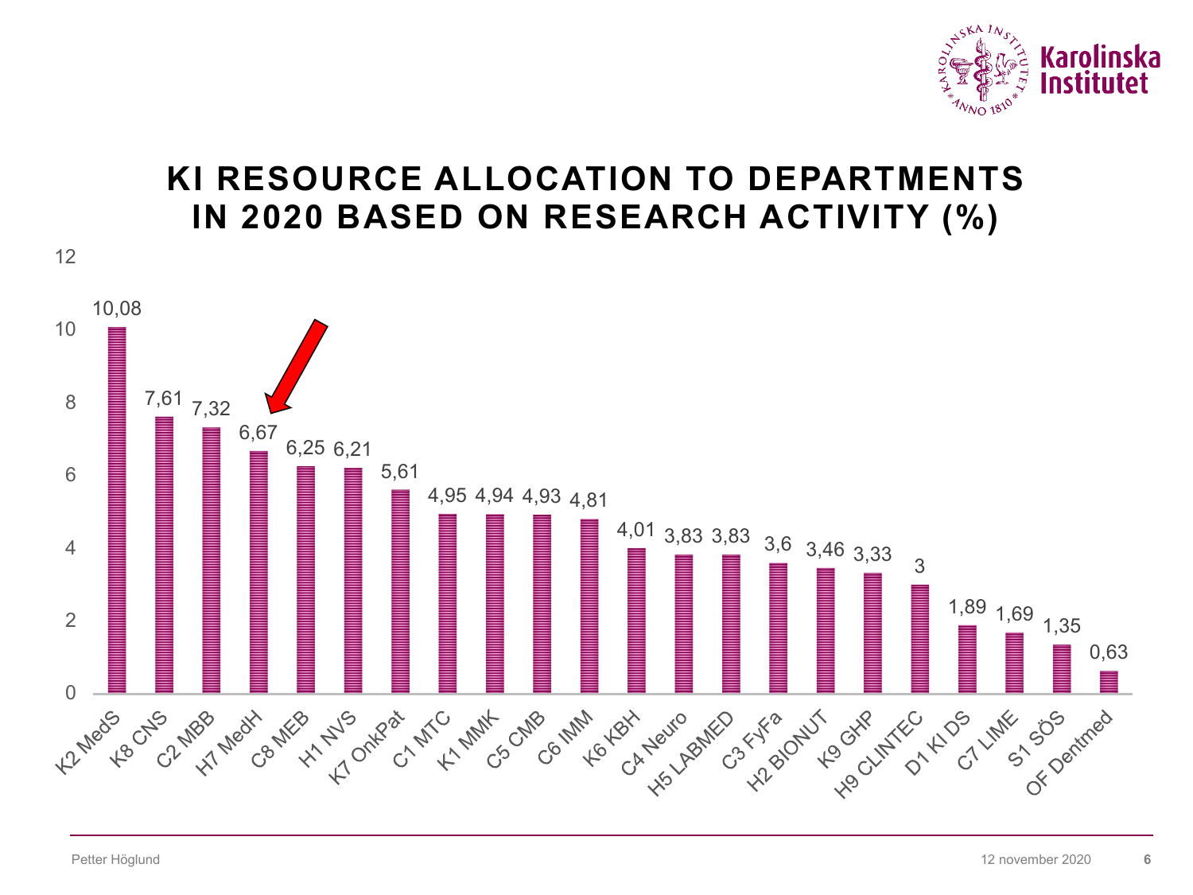# KI RESOURCE ALLOCATION TO DEPARTMENTS IN 2020 BASED ON RESEARCH ACTIVITY (%)

| Department | % |
| --- | --- |
| K2 MedS | 10,08 |
| K8 CNS | 7,61 |
| C2 MBB | 7,32 |
| H7 MedH | 6,67 |
| C8 MEB | 6,25 |
| H1 NVS | 6,21 |
| K7 OnkPat | 5,61 |
| C1 MTC | 4,95 |
| K1 MMK | 4,94 |
| C5 CMB | 4,93 |
| C6 IMM | 4,81 |
| K6 KBH | 4,01 |
| C4 Neuro | 3,83 |
| H5 LABMED | 3,83 |
| C3 FyFa | 3,6 |
| H2 BIONUT | 3,46 |
| K9 GHP | 3,33 |
| H9 CLINTEC | 3 |
| D1 KI DS | 1,89 |
| C7 LIME | 1,69 |
| S1 SÖS | 1,35 |
| OF Dentmed | 0,63 |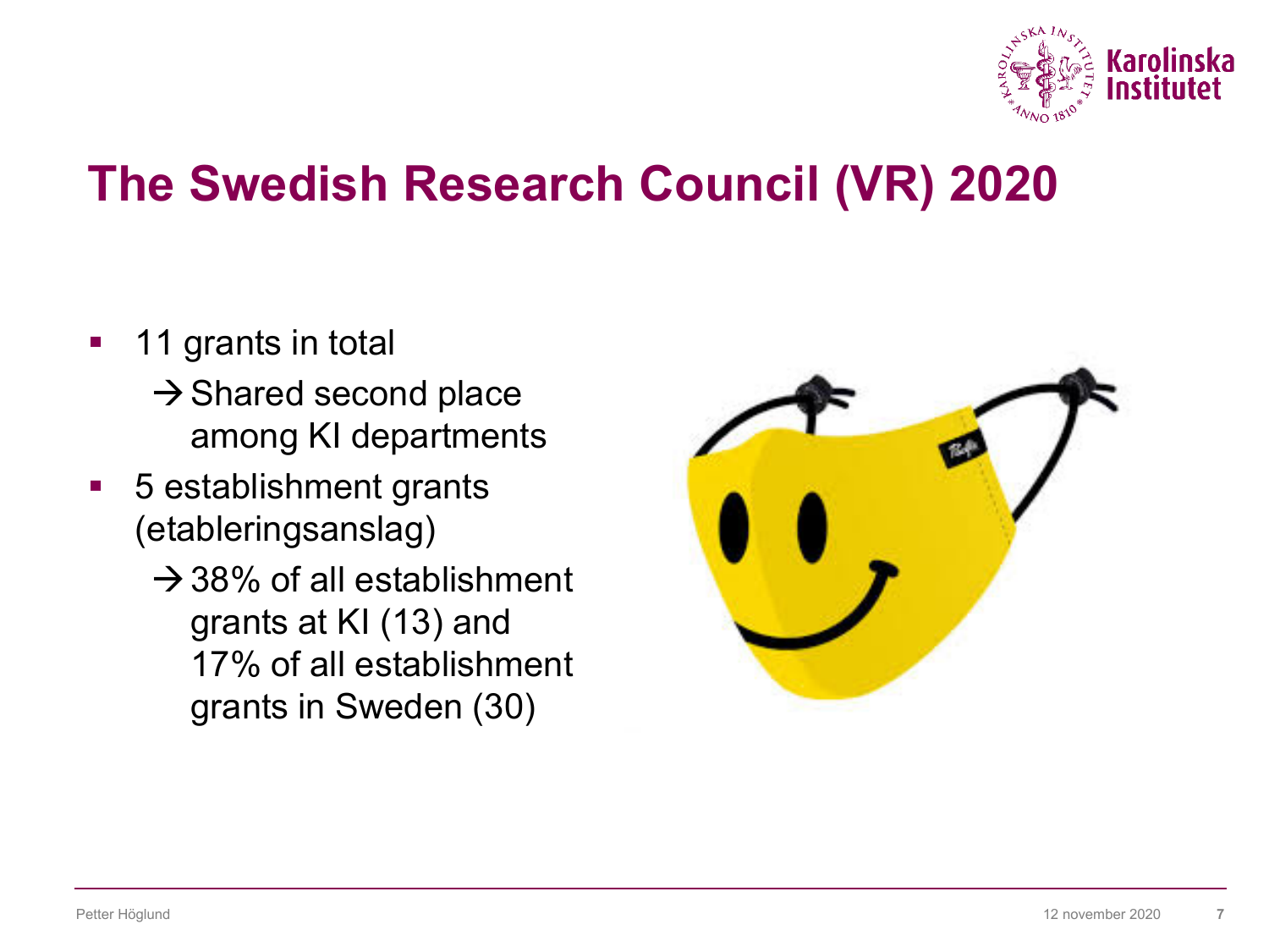# The Swedish Research Council (VR) 2020

- 11 grants in total
  → Shared second place among KI departments
- 5 establishment grants (etableringsanslag)
  → 38% of all establishment grants at KI (13) and 17% of all establishment grants in Sweden (30)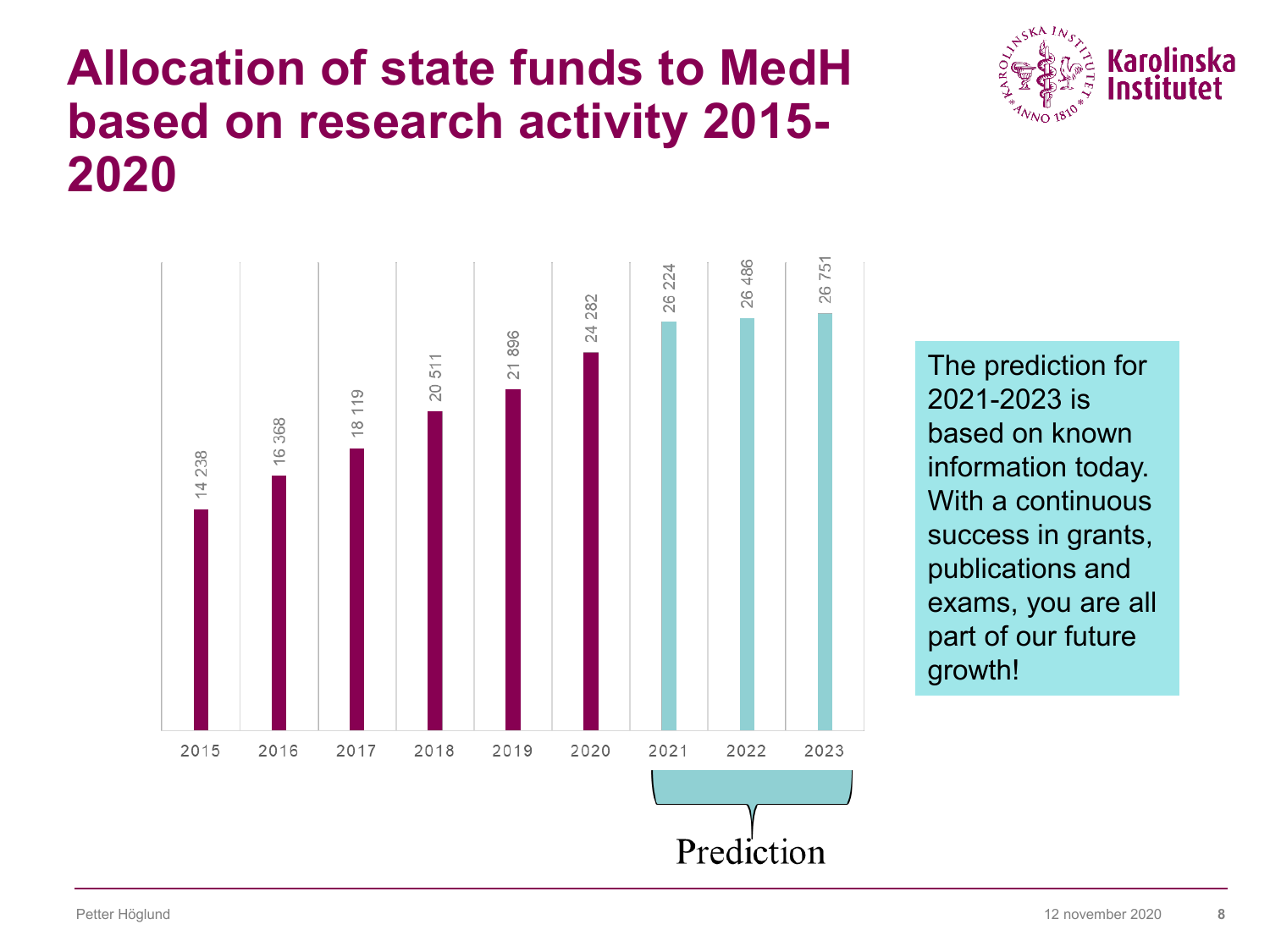# Allocation of state funds to MedH based on research activity 2015-2020

| Year | Amount |
|---|---|
| 2015 | 14 238 |
| 2016 | 16 368 |
| 2017 | 18 119 |
| 2018 | 20 511 |
| 2019 | 21 896 |
| 2020 | 24 282 |
| 2021 | 26 224 |
| 2022 | 26 486 |
| 2023 | 26 751 |

Prediction (2021–2023)

The prediction for 2021-2023 is based on known information today. With a continuous success in grants, publications and exams, you are all part of our future growth!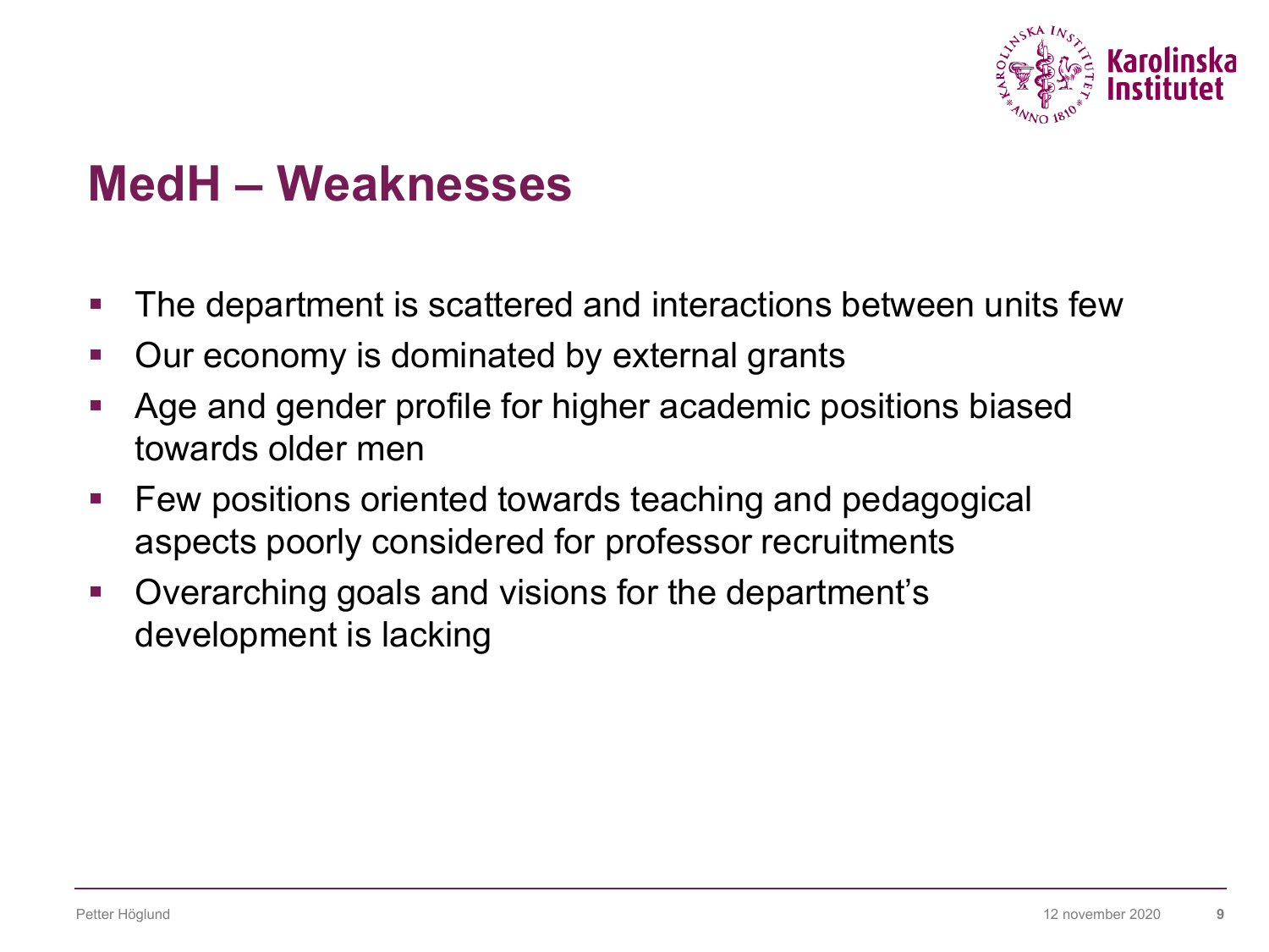# MedH – Weaknesses

- The department is scattered and interactions between units few
- Our economy is dominated by external grants
- Age and gender profile for higher academic positions biased towards older men
- Few positions oriented towards teaching and pedagogical aspects poorly considered for professor recruitments
- Overarching goals and visions for the department's development is lacking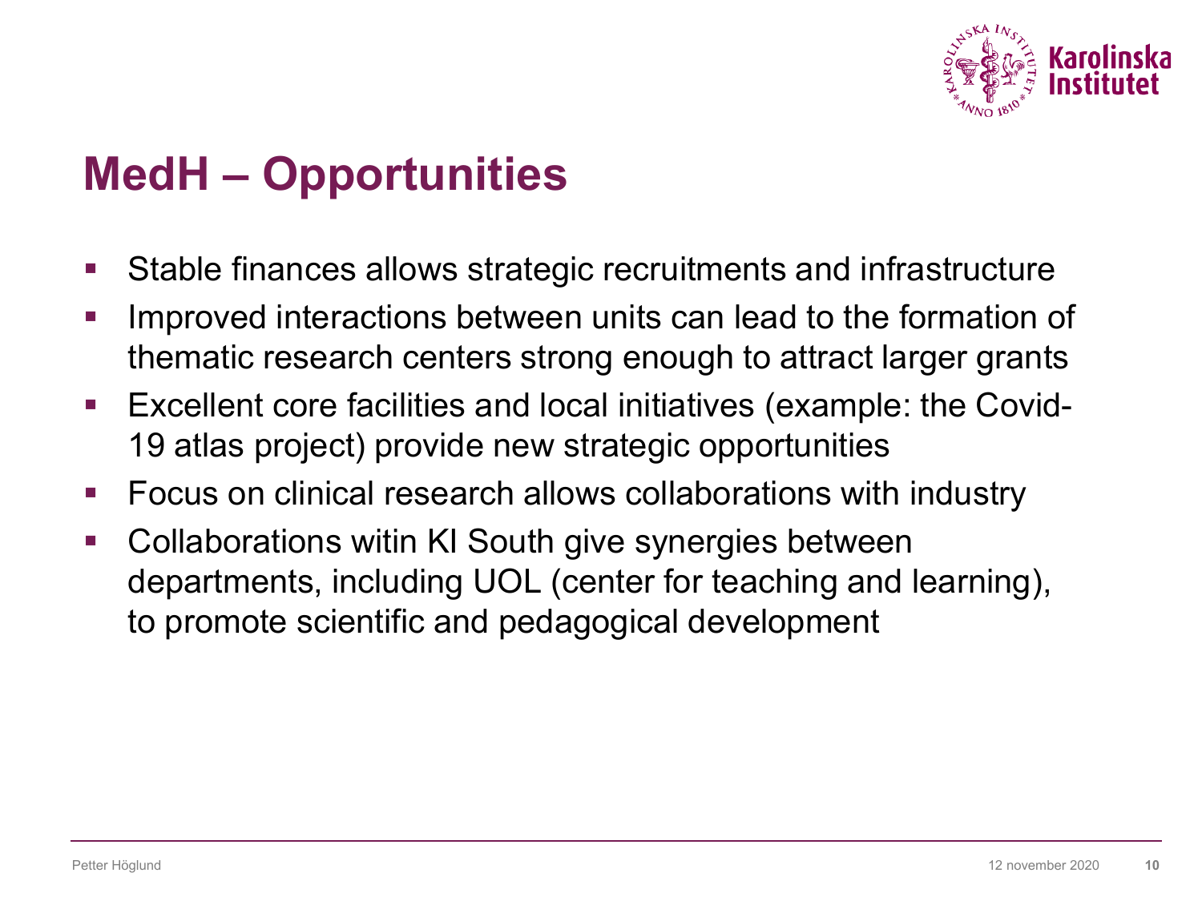# MedH – Opportunities

- Stable finances allows strategic recruitments and infrastructure
- Improved interactions between units can lead to the formation of thematic research centers strong enough to attract larger grants
- Excellent core facilities and local initiatives (example: the Covid-19 atlas project) provide new strategic opportunities
- Focus on clinical research allows collaborations with industry
- Collaborations witin KI South give synergies between departments, including UOL (center for teaching and learning), to promote scientific and pedagogical development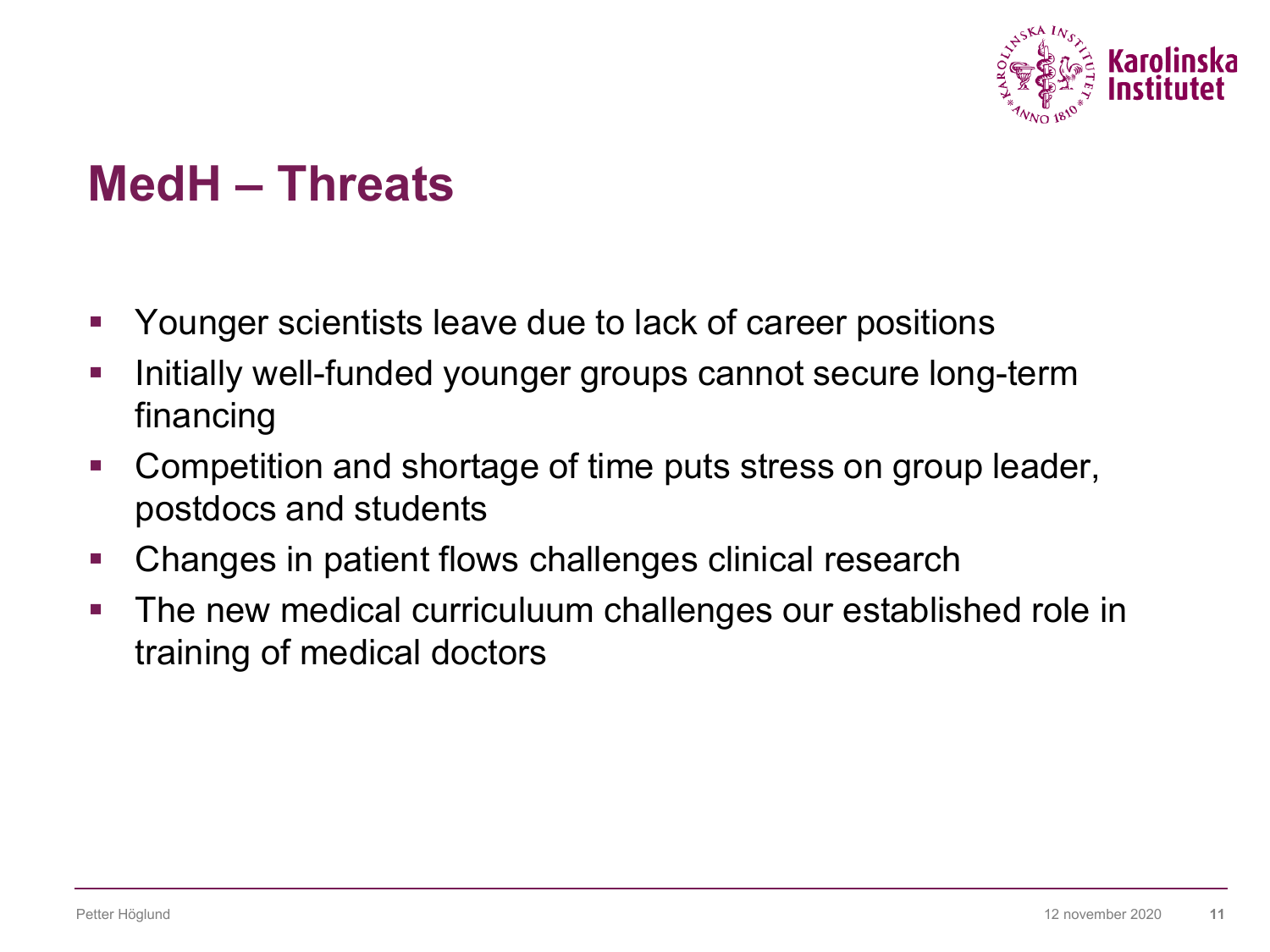# MedH – Threats

- Younger scientists leave due to lack of career positions
- Initially well-funded younger groups cannot secure long-term financing
- Competition and shortage of time puts stress on group leader, postdocs and students
- Changes in patient flows challenges clinical research
- The new medical curriculuum challenges our established role in training of medical doctors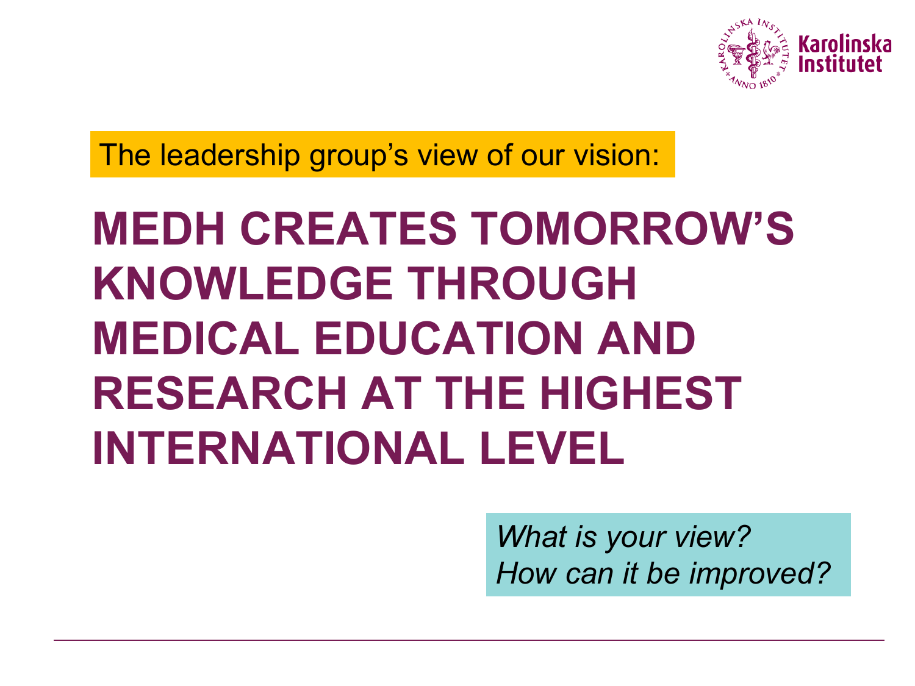The leadership group's view of our vision:

# MEDH CREATES TOMORROW'S KNOWLEDGE THROUGH MEDICAL EDUCATION AND RESEARCH AT THE HIGHEST INTERNATIONAL LEVEL

*What is your view?*
*How can it be improved?*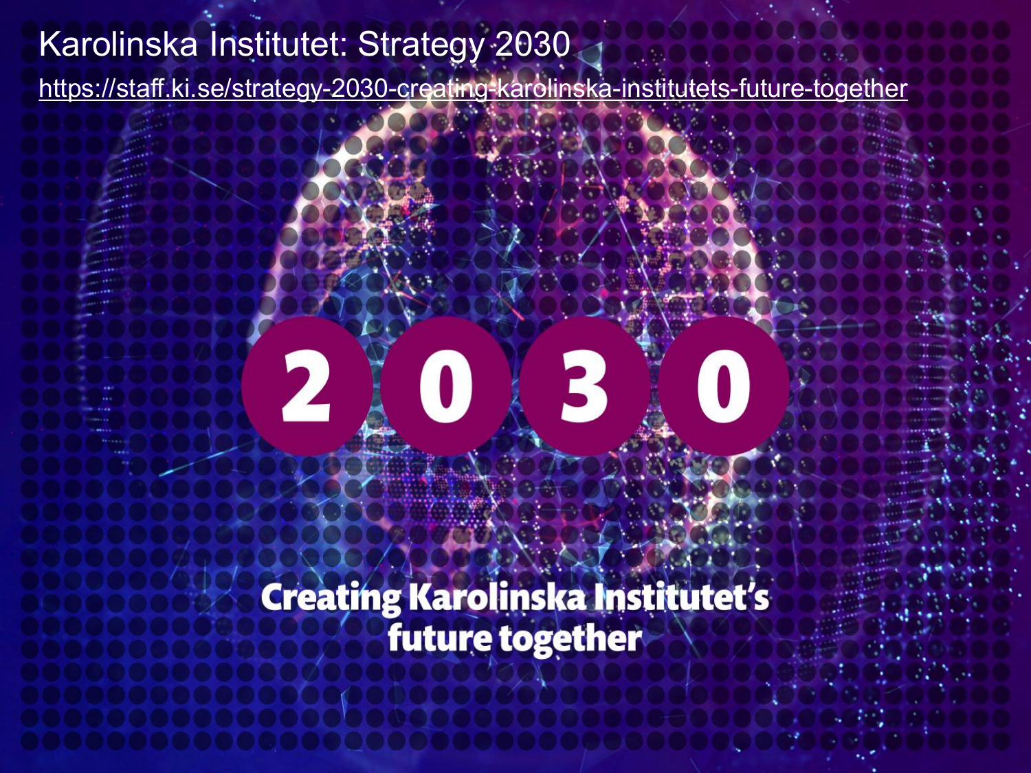# Karolinska Institutet: Strategy 2030

https://staff.ki.se/strategy-2030-creating-karolinska-institutets-future-together

2030

Creating Karolinska Institutet's future together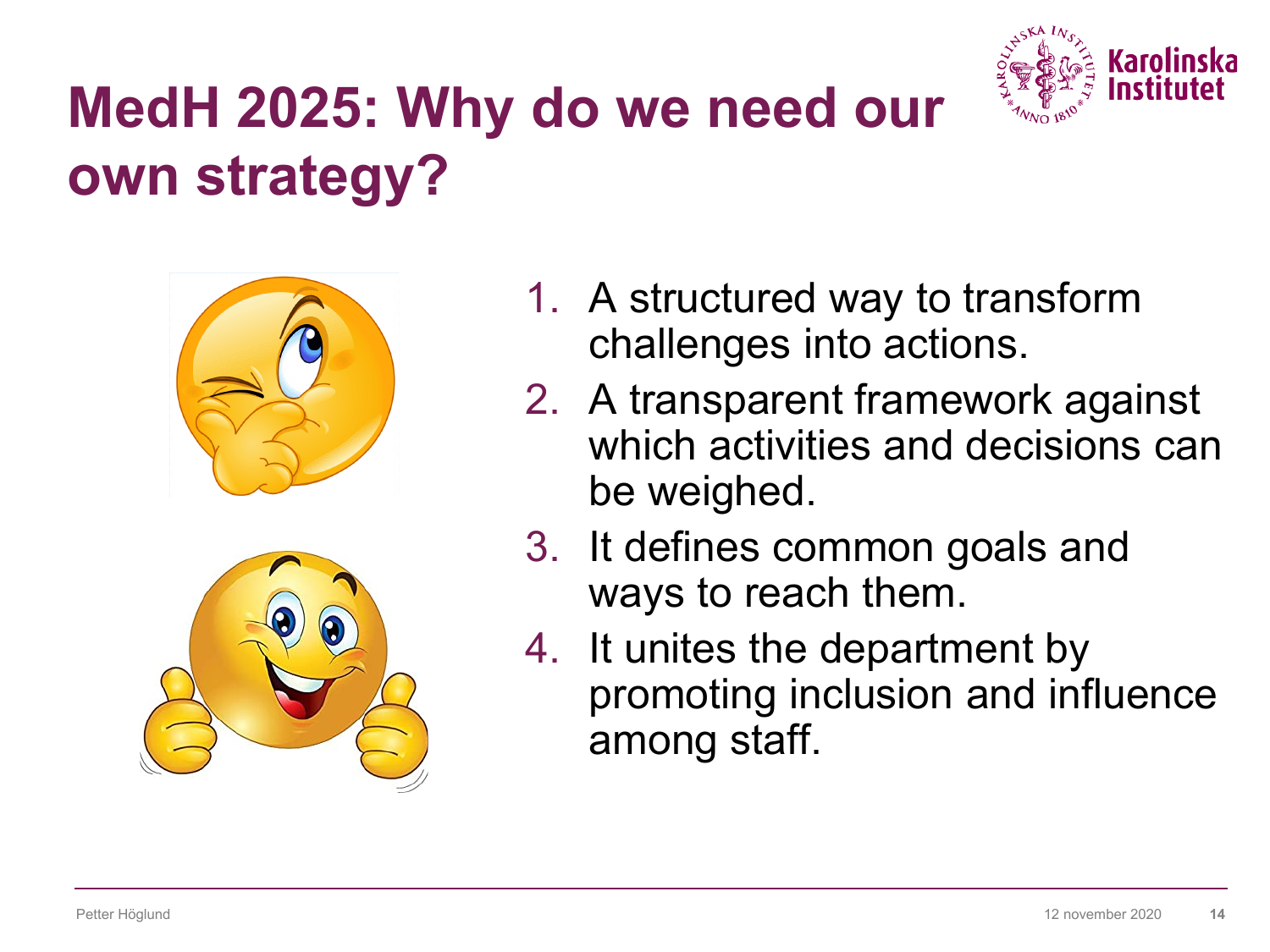# MedH 2025: Why do we need our own strategy?

1. A structured way to transform challenges into actions.
2. A transparent framework against which activities and decisions can be weighed.
3. It defines common goals and ways to reach them.
4. It unites the department by promoting inclusion and influence among staff.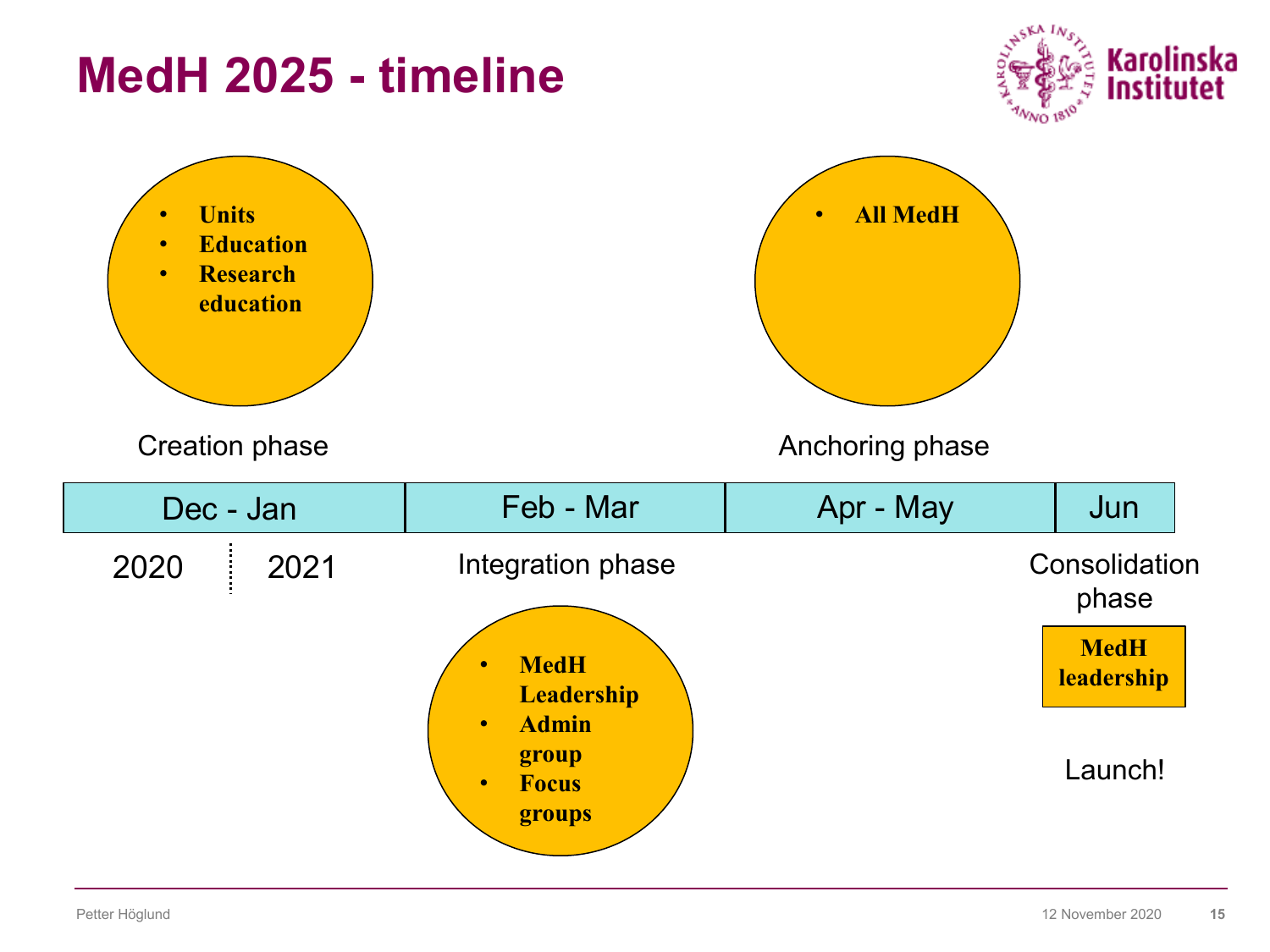# MedH 2025 - timeline

| Dec - Jan | Feb - Mar | Apr - May | Jun |
| --- | --- | --- | --- |
| 2020 ⋮ 2021 | | | |

**Creation phase** (Dec - Jan)

- Units
- Education
- Research education

**Integration phase** (Feb - Mar)

- MedH Leadership
- Admin group
- Focus groups

**Anchoring phase** (Apr - May)

- All MedH

**Consolidation phase** (Jun)

- MedH leadership

Launch!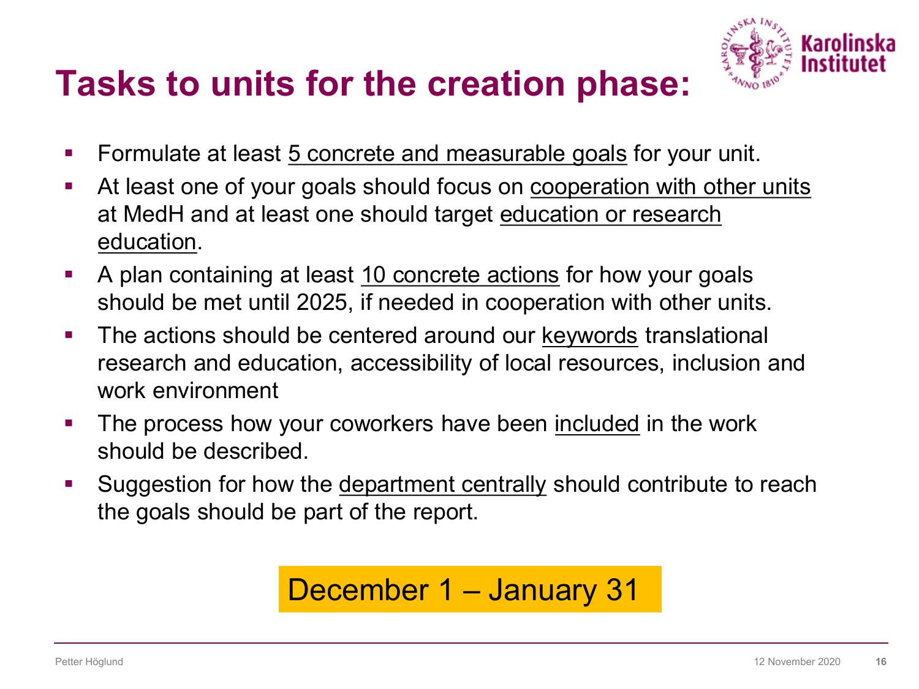# Tasks to units for the creation phase:

- Formulate at least <u>5 concrete and measurable goals</u> for your unit.
- At least one of your goals should focus on <u>cooperation with other units</u> at MedH and at least one should target <u>education or research education</u>.
- A plan containing at least <u>10 concrete actions</u> for how your goals should be met until 2025, if needed in cooperation with other units.
- The actions should be centered around our <u>keywords</u> translational research and education, accessibility of local resources, inclusion and work environment
- The process how your coworkers have been <u>included</u> in the work should be described.
- Suggestion for how the <u>department centrally</u> should contribute to reach the goals should be part of the report.

**December 1 – January 31**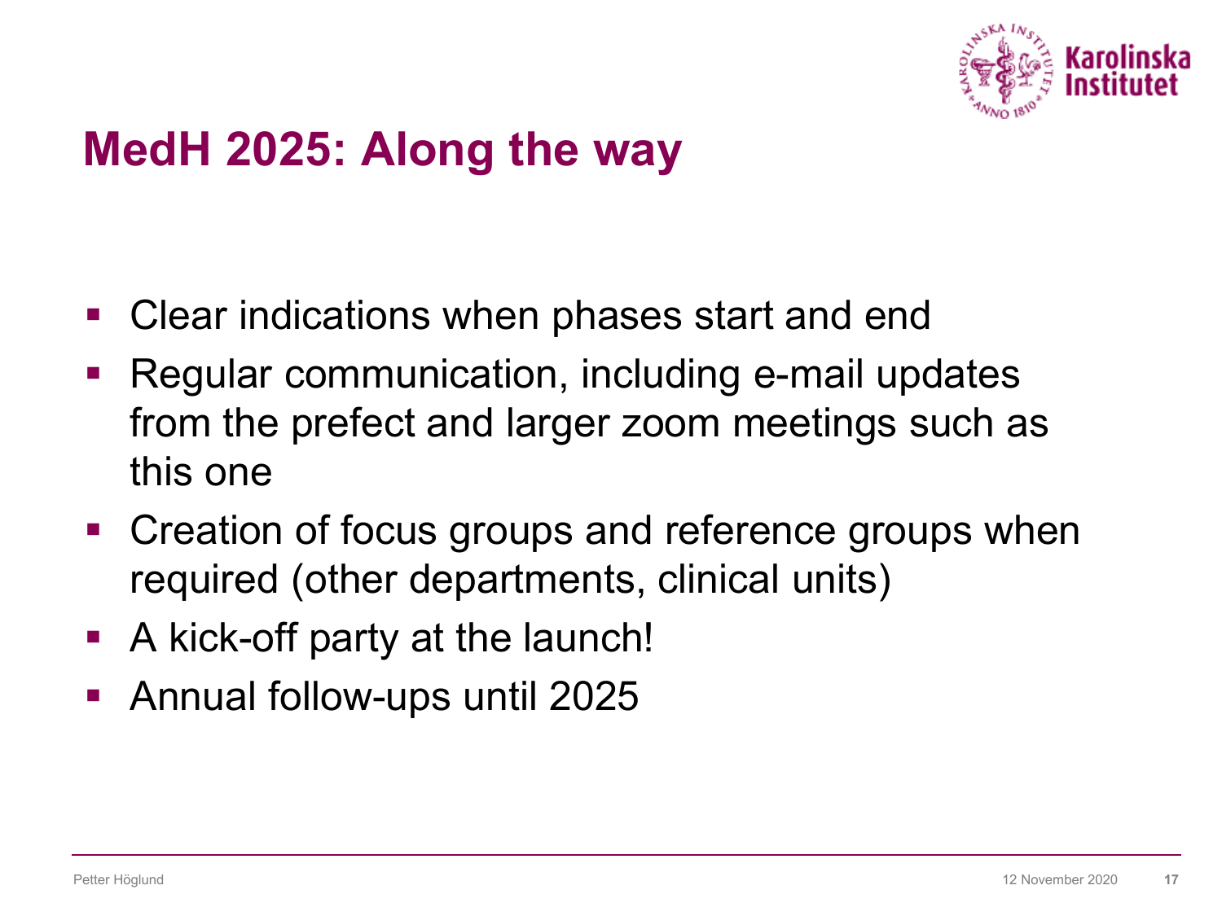# MedH 2025: Along the way

- Clear indications when phases start and end
- Regular communication, including e-mail updates from the prefect and larger zoom meetings such as this one
- Creation of focus groups and reference groups when required (other departments, clinical units)
- A kick-off party at the launch!
- Annual follow-ups until 2025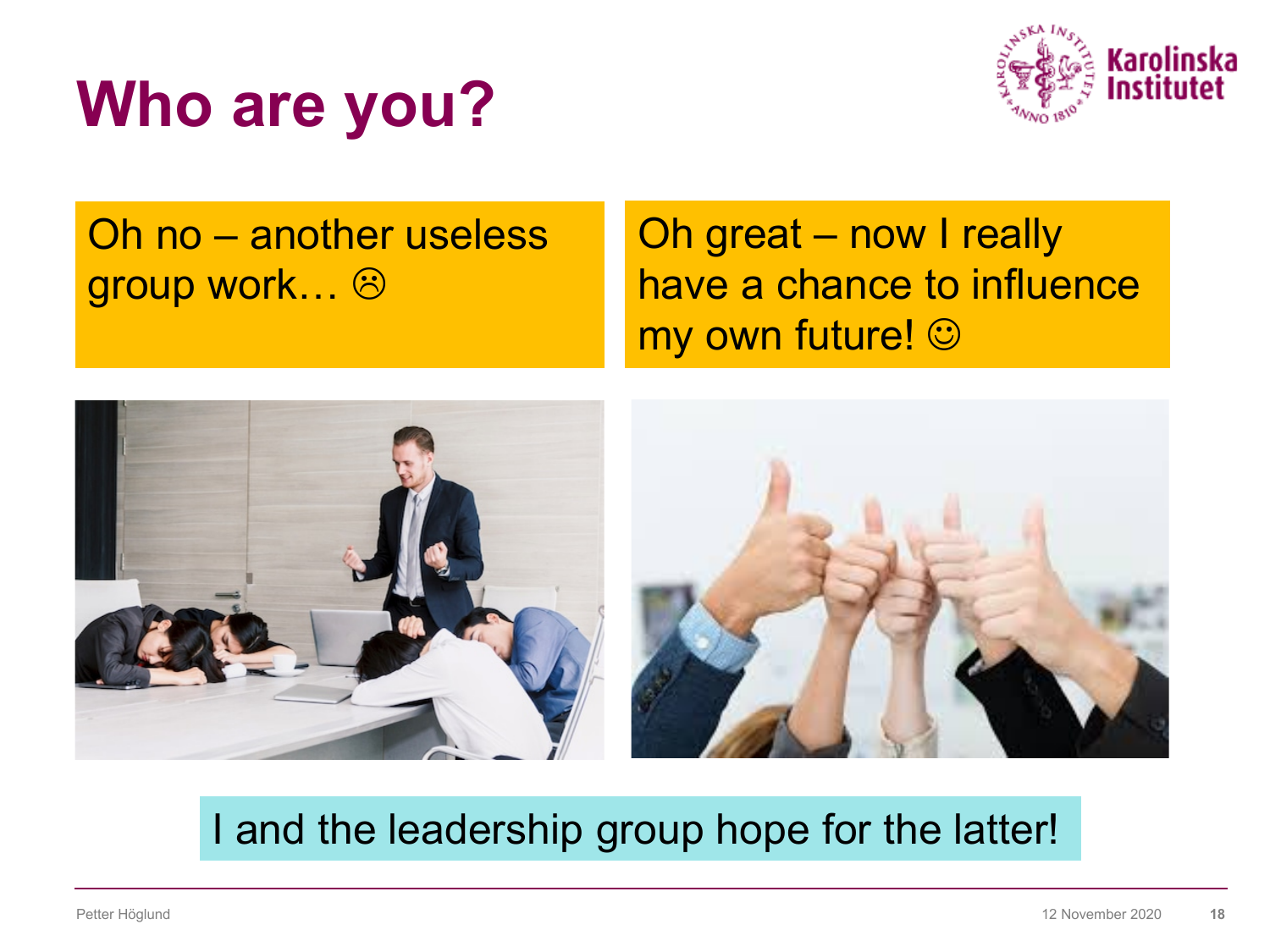# Who are you?

Oh no – another useless group work… ☹

Oh great – now I really have a chance to influence my own future! ☺

I and the leadership group hope for the latter!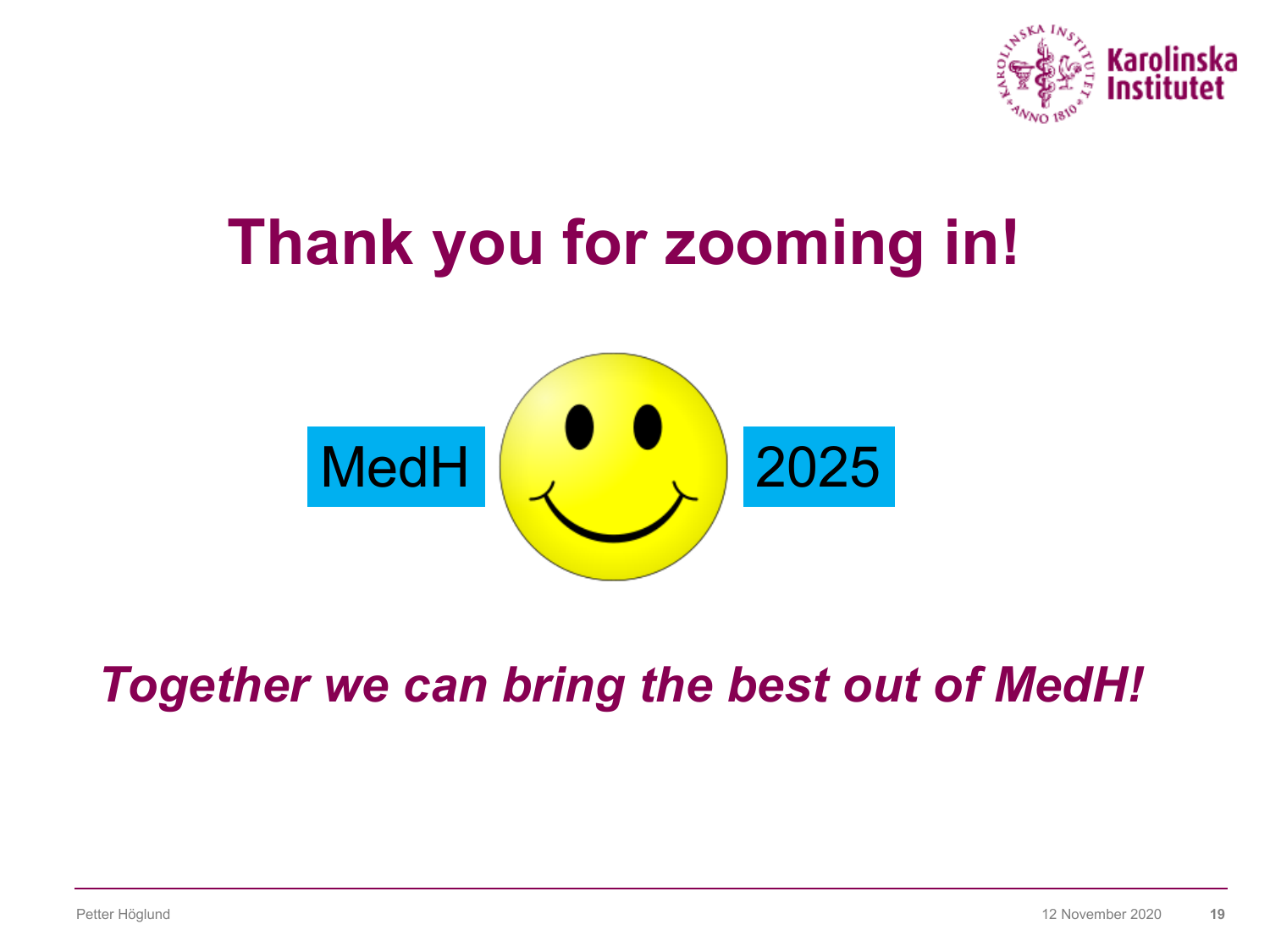# Thank you for zooming in!

MedH

2025

***Together we can bring the best out of MedH!***